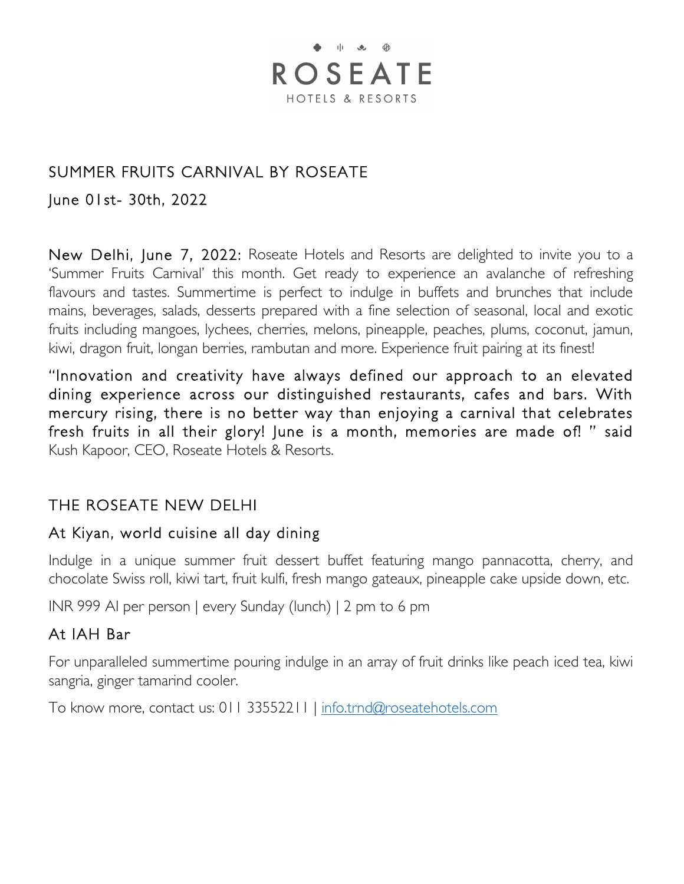# ROSEATE

HOTELS & RESORTS

## SUMMER FRUITS CARNIVAL BY ROSEATE

June 01st- 30th, 2022

New Delhi, June 7, 2022: Roseate Hotels and Resorts are delighted to invite you to a 'Summer Fruits Carnival' this month. Get ready to experience an avalanche of refreshing flavours and tastes. Summertime is perfect to indulge in buffets and brunches that include mains, beverages, salads, desserts prepared with a fine selection of seasonal, local and exotic fruits including mangoes, lychees, cherries, melons, pineapple, peaches, plums, coconut, jamun, kiwi, dragon fruit, longan berries, rambutan and more. Experience fruit pairing at its finest!

"Innovation and creativity have always defined our approach to an elevated dining experience across our distinguished restaurants, cafes and bars. With mercury rising, there is no better way than enjoying a carnival that celebrates fresh fruits in all their glory! June is a month, memories are made of! " said Kush Kapoor, CEO, Roseate Hotels & Resorts.

## THE ROSEATE NEW DELHI

### At Kiyan, world cuisine all day dining

Indulge in a unique summer fruit dessert buffet featuring mango pannacotta, cherry, and chocolate Swiss roll, kiwi tart, fruit kulfi, fresh mango gateaux, pineapple cake upside down, etc.

INR 999 AI per person | every Sunday (lunch) | 2 pm to 6 pm

### At IAH Bar

For unparalleled summertime pouring indulge in an array of fruit drinks like peach iced tea, kiwi sangria, ginger tamarind cooler.

To know more, contact us: 011 33552211 | info.trnd@roseatehotels.com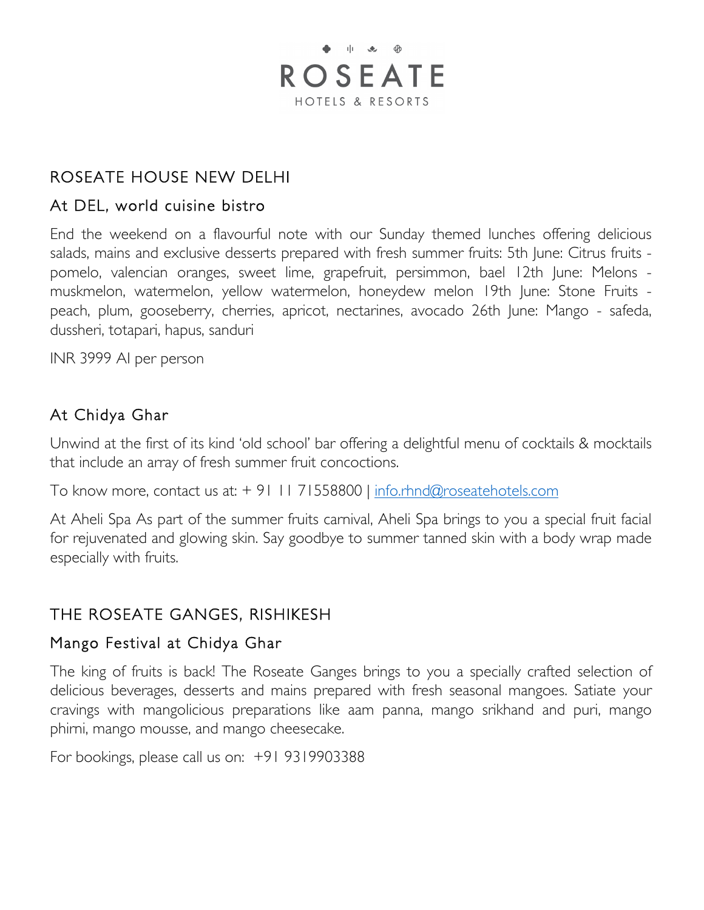# ROSEATE HOUSE NEW DELHI

## At DEL, world cuisine bistro

End the weekend on a flavourful note with our Sunday themed lunches offering delicious salads, mains and exclusive desserts prepared with fresh summer fruits: 5th June: Citrus fruits - pomelo, valencian oranges, sweet lime, grapefruit, persimmon, bael 12th June: Melons - muskmelon, watermelon, yellow watermelon, honeydew melon 19th June: Stone Fruits - peach, plum, gooseberry, cherries, apricot, nectarines, avocado 26th June: Mango - safeda, dussheri, totapari, hapus, sanduri

INR 3999 AI per person

## At Chidya Ghar

Unwind at the first of its kind 'old school' bar offering a delightful menu of cocktails & mocktails that include an array of fresh summer fruit concoctions.

To know more, contact us at: + 91 11 71558800 | info.rhnd@roseatehotels.com

At Aheli Spa As part of the summer fruits carnival, Aheli Spa brings to you a special fruit facial for rejuvenated and glowing skin. Say goodbye to summer tanned skin with a body wrap made especially with fruits.

# THE ROSEATE GANGES, RISHIKESH

## Mango Festival at Chidya Ghar

The king of fruits is back! The Roseate Ganges brings to you a specially crafted selection of delicious beverages, desserts and mains prepared with fresh seasonal mangoes. Satiate your cravings with mangolicious preparations like aam panna, mango srikhand and puri, mango phirni, mango mousse, and mango cheesecake.

For bookings, please call us on: +91 9319903388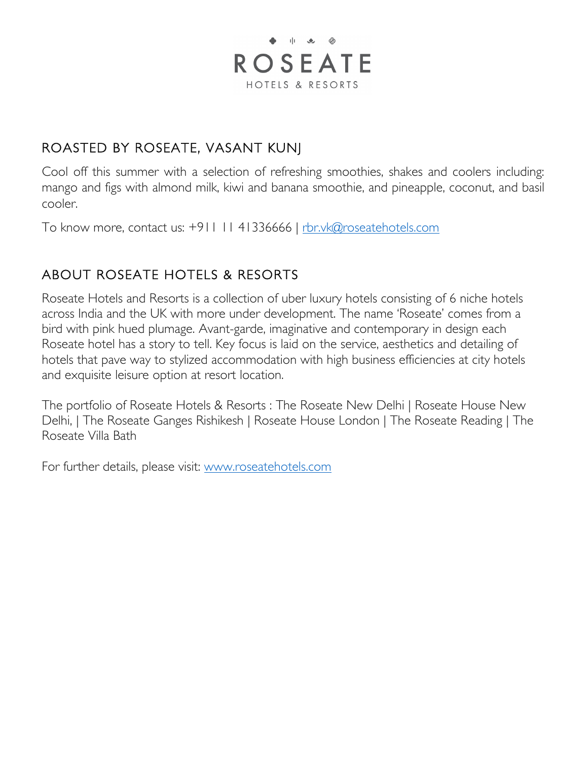## ROASTED BY ROSEATE, VASANT KUNJ

Cool off this summer with a selection of refreshing smoothies, shakes and coolers including: mango and figs with almond milk, kiwi and banana smoothie, and pineapple, coconut, and basil cooler.

To know more, contact us: +911 11 41336666 | rbr.vk@roseatehotels.com

## ABOUT ROSEATE HOTELS & RESORTS

Roseate Hotels and Resorts is a collection of uber luxury hotels consisting of 6 niche hotels across India and the UK with more under development. The name 'Roseate' comes from a bird with pink hued plumage. Avant-garde, imaginative and contemporary in design each Roseate hotel has a story to tell. Key focus is laid on the service, aesthetics and detailing of hotels that pave way to stylized accommodation with high business efficiencies at city hotels and exquisite leisure option at resort location.

The portfolio of Roseate Hotels & Resorts : The Roseate New Delhi | Roseate House New Delhi, | The Roseate Ganges Rishikesh | Roseate House London | The Roseate Reading | The Roseate Villa Bath

For further details, please visit: www.roseatehotels.com